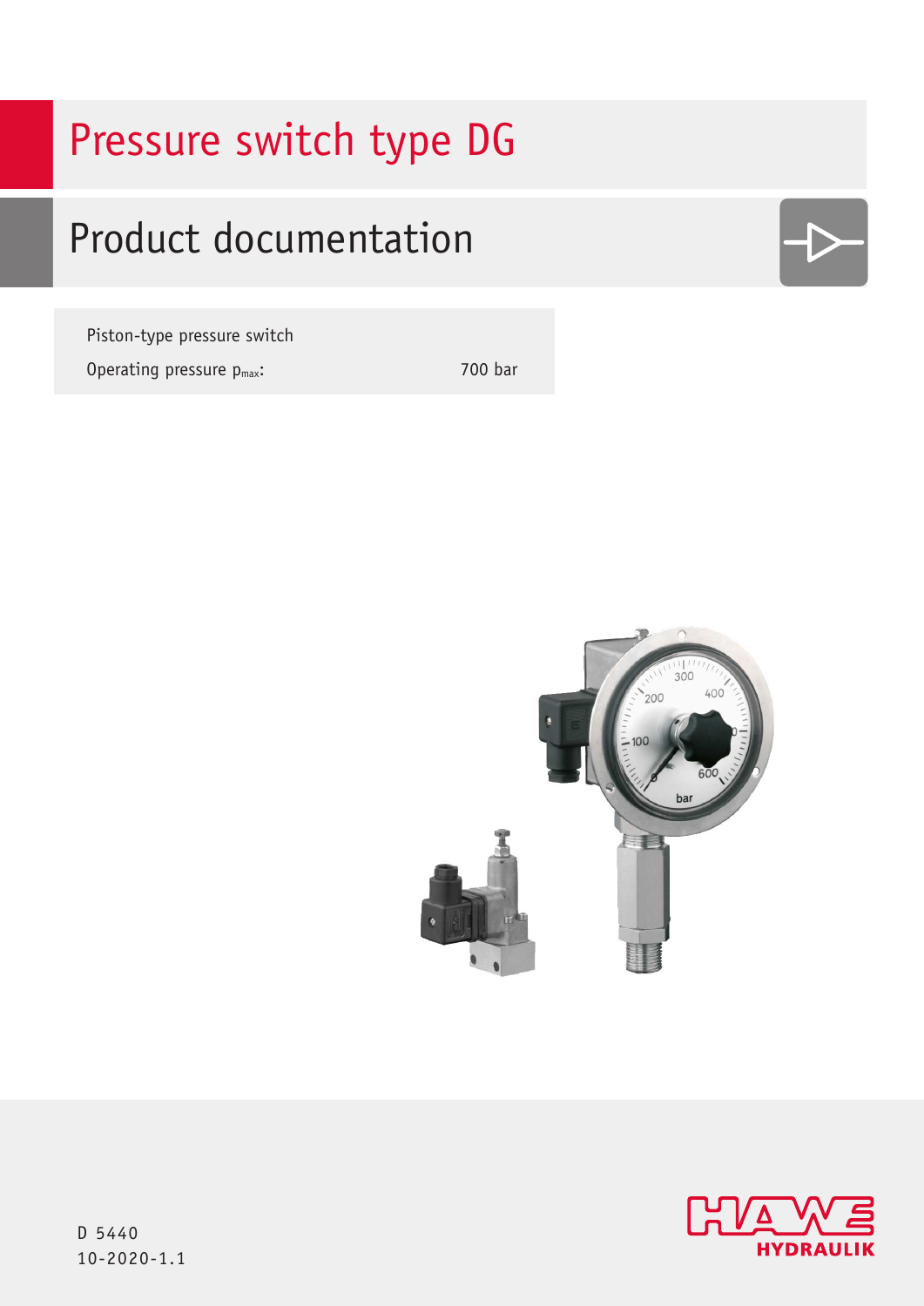# Pressure switch type DG

## Product documentation

Piston-type pressure switch

Operating pressure $p_{max}$: 700 bar

D 5440
10-2020-1.1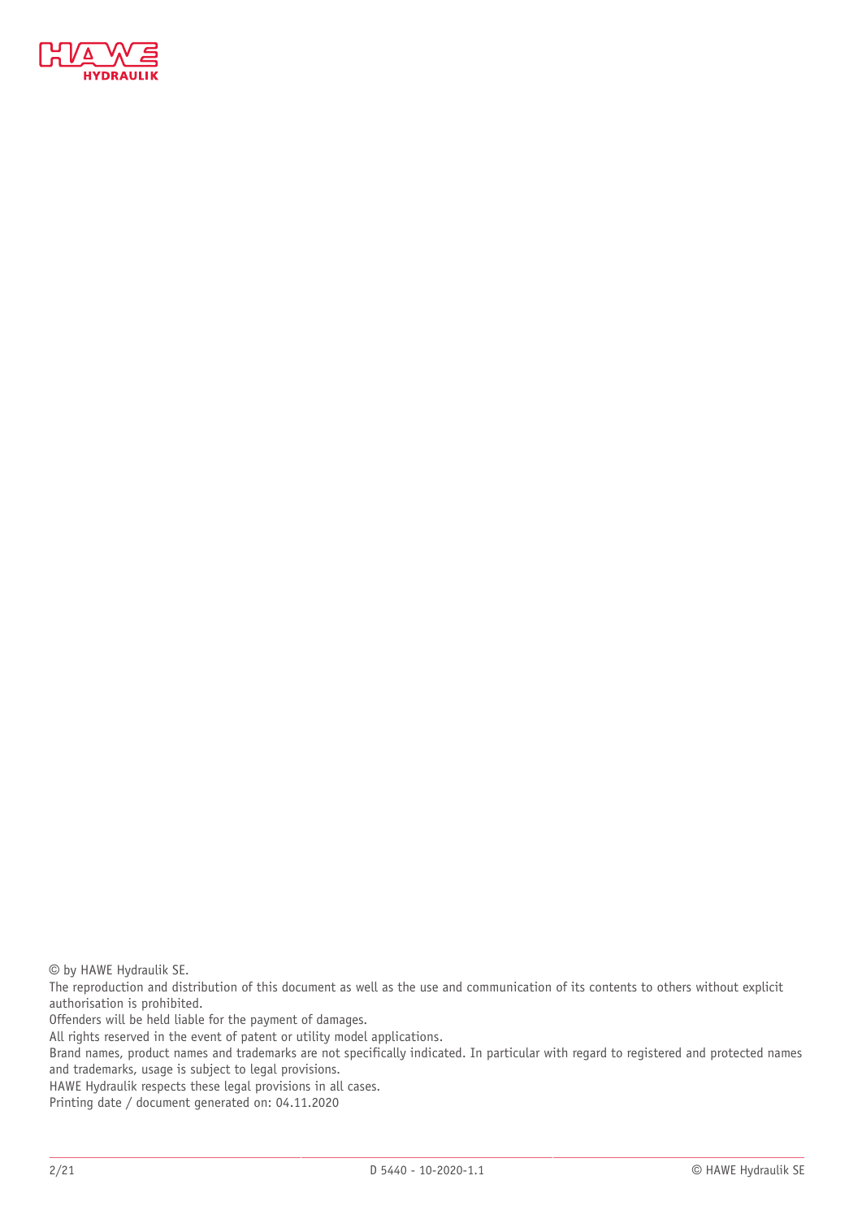© by HAWE Hydraulik SE.
The reproduction and distribution of this document as well as the use and communication of its contents to others without explicit authorisation is prohibited.
Offenders will be held liable for the payment of damages.
All rights reserved in the event of patent or utility model applications.
Brand names, product names and trademarks are not specifically indicated. In particular with regard to registered and protected names and trademarks, usage is subject to legal provisions.
HAWE Hydraulik respects these legal provisions in all cases.
Printing date / document generated on: 04.11.2020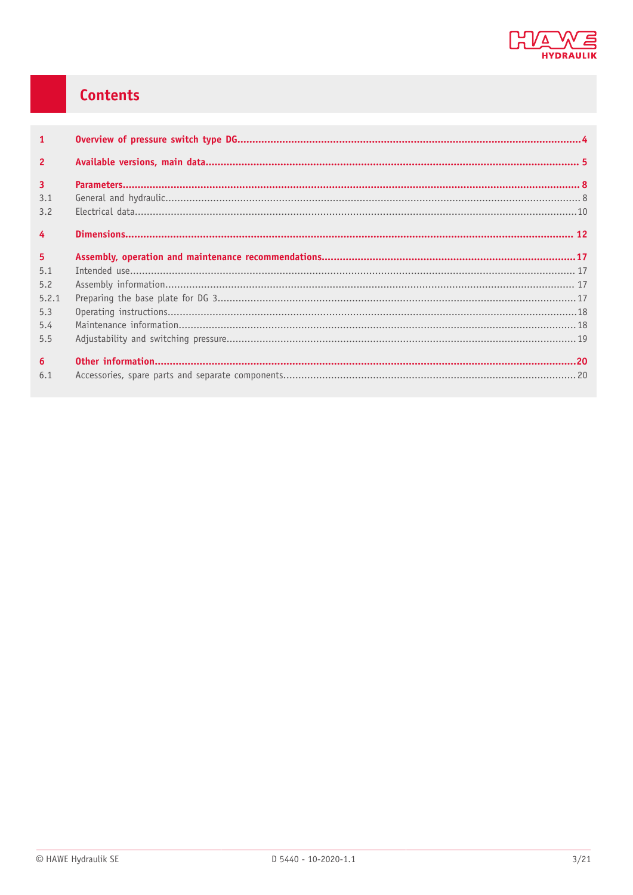# Contents

| | | |
|---|---|---|
| **1** | **Overview of pressure switch type DG** | **4** |
| **2** | **Available versions, main data** | **5** |
| **3** | **Parameters** | **8** |
| 3.1 | General and hydraulic | 8 |
| 3.2 | Electrical data | 10 |
| **4** | **Dimensions** | **12** |
| **5** | **Assembly, operation and maintenance recommendations** | **17** |
| 5.1 | Intended use | 17 |
| 5.2 | Assembly information | 17 |
| 5.2.1 | Preparing the base plate for DG 3 | 17 |
| 5.3 | Operating instructions | 18 |
| 5.4 | Maintenance information | 18 |
| 5.5 | Adjustability and switching pressure | 19 |
| **6** | **Other information** | **20** |
| 6.1 | Accessories, spare parts and separate components | 20 |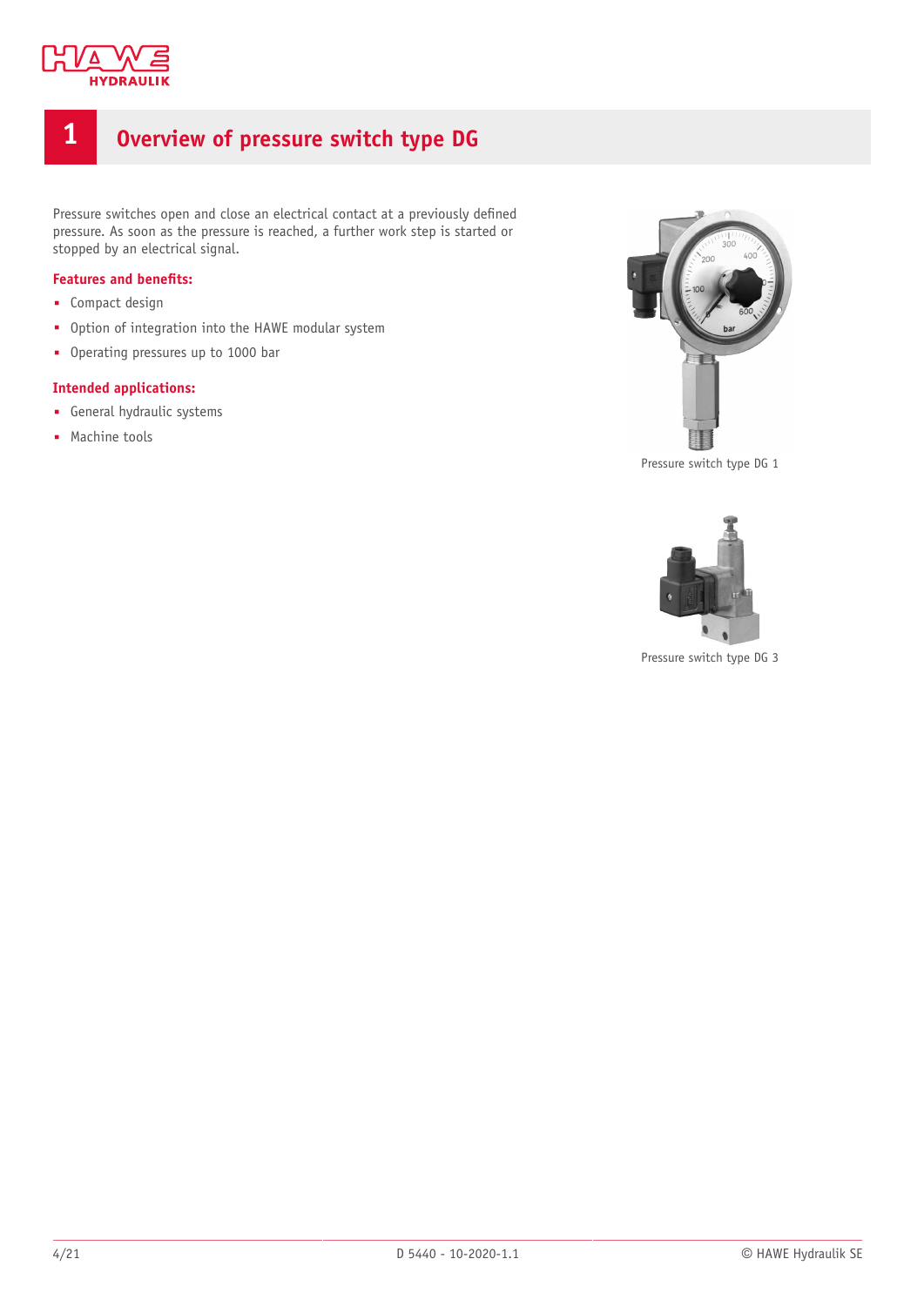# 1 Overview of pressure switch type DG

Pressure switches open and close an electrical contact at a previously defined pressure. As soon as the pressure is reached, a further work step is started or stopped by an electrical signal.

**Features and benefits:**

- Compact design
- Option of integration into the HAWE modular system
- Operating pressures up to 1000 bar

**Intended applications:**

- General hydraulic systems
- Machine tools

Pressure switch type DG 1

Pressure switch type DG 3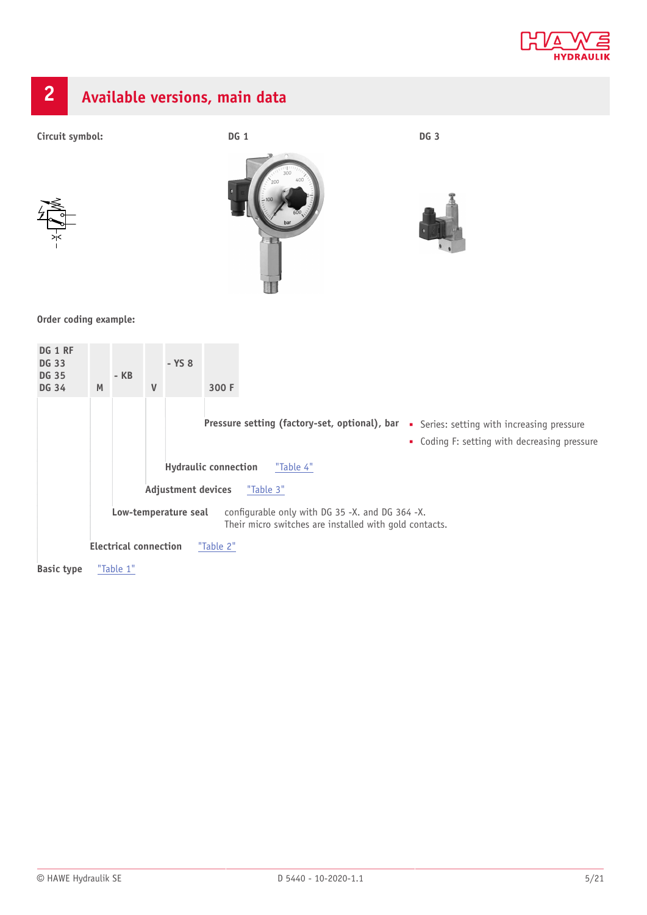## 2 Available versions, main data

**Circuit symbol:** **DG 1** **DG 3**

**Order coding example:**

| DG 1 RF<br>DG 33<br>DG 35<br>DG 34 | M | - KB | V | - YS 8 | 300 F |
|---|---|---|---|---|---|

**Pressure setting (factory-set, optional), bar**
- Series: setting with increasing pressure
- Coding F: setting with decreasing pressure

**Hydraulic connection** "Table 4"

**Adjustment devices** "Table 3"

**Low-temperature seal** configurable only with DG 35 -X. and DG 364 -X.
Their micro switches are installed with gold contacts.

**Electrical connection** "Table 2"

**Basic type** "Table 1"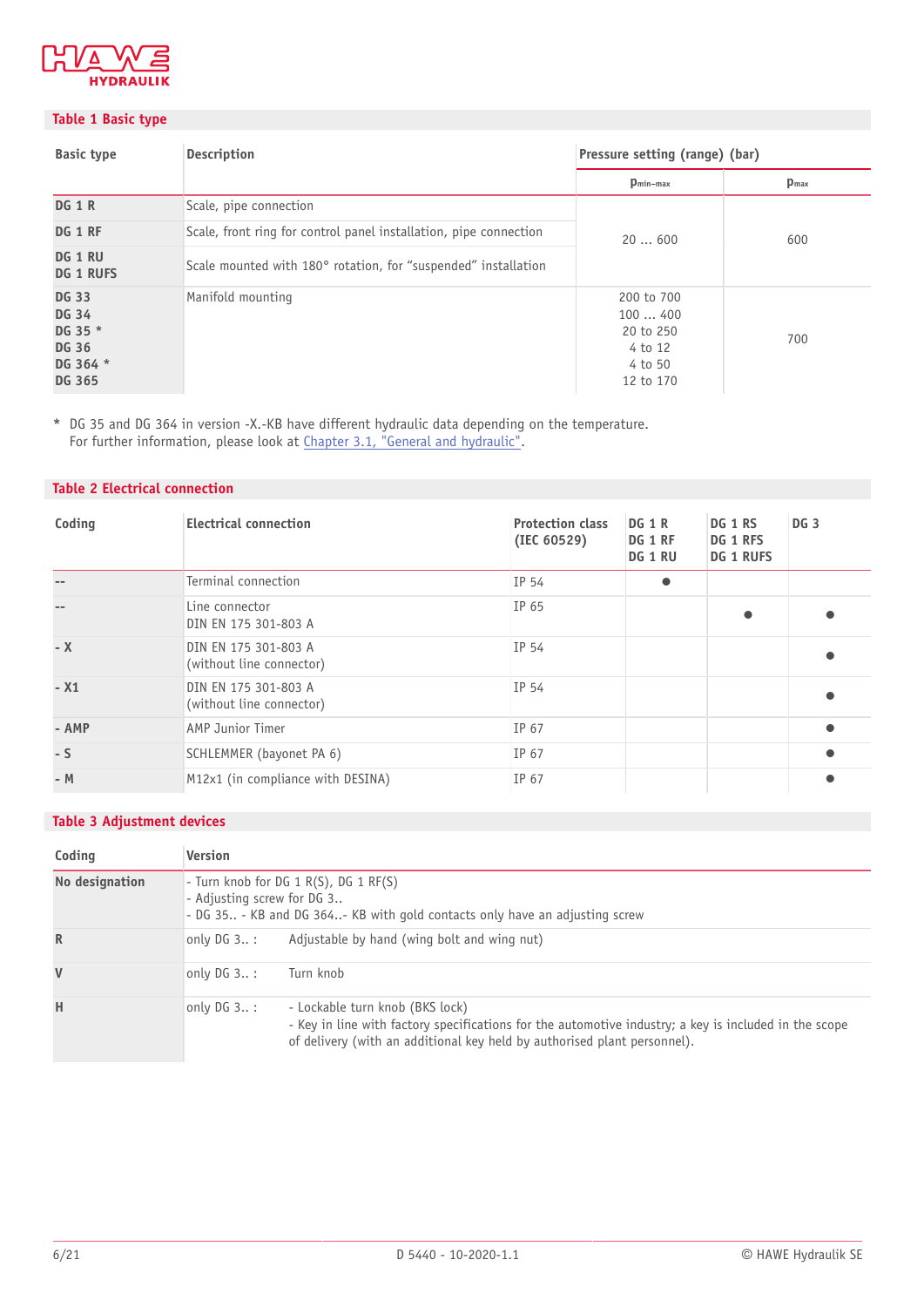## Table 1 Basic type

| Basic type | Description | Pressure setting (range) (bar) | |
|---|---|---|---|
| | | $p_{min-max}$ | $p_{max}$ |
| **DG 1 R** | Scale, pipe connection | 20 … 600 | 600 |
| **DG 1 RF** | Scale, front ring for control panel installation, pipe connection | | |
| **DG 1 RU**<br>**DG 1 RUFS** | Scale mounted with 180° rotation, for "suspended" installation | | |
| **DG 33**<br>**DG 34**<br>**DG 35 ***<br>**DG 36**<br>**DG 364 ***<br>**DG 365** | Manifold mounting | 200 to 700<br>100 … 400<br>20 to 250<br>4 to 12<br>4 to 50<br>12 to 170 | 700 |

\* DG 35 and DG 364 in version -X.-KB have different hydraulic data depending on the temperature.
For further information, please look at Chapter 3.1, "General and hydraulic".

## Table 2 Electrical connection

| Coding | Electrical connection | Protection class (IEC 60529) | DG 1 R<br>DG 1 RF<br>DG 1 RU | DG 1 RS<br>DG 1 RFS<br>DG 1 RUFS | DG 3 |
|---|---|---|---|---|---|
| -- | Terminal connection | IP 54 | ● | | |
| -- | Line connector<br>DIN EN 175 301-803 A | IP 65 | | ● | ● |
| - X | DIN EN 175 301-803 A<br>(without line connector) | IP 54 | | | ● |
| - X1 | DIN EN 175 301-803 A<br>(without line connector) | IP 54 | | | ● |
| - AMP | AMP Junior Timer | IP 67 | | | ● |
| - S | SCHLEMMER (bayonet PA 6) | IP 67 | | | ● |
| - M | M12x1 (in compliance with DESINA) | IP 67 | | | ● |

## Table 3 Adjustment devices

| Coding | Version | |
|---|---|---|
| **No designation** | - Turn knob for DG 1 R(S), DG 1 RF(S)<br>- Adjusting screw for DG 3..<br>- DG 35.. - KB and DG 364..- KB with gold contacts only have an adjusting screw | |
| **R** | only DG 3.. : | Adjustable by hand (wing bolt and wing nut) |
| **V** | only DG 3.. : | Turn knob |
| **H** | only DG 3.. : | - Lockable turn knob (BKS lock)<br>- Key in line with factory specifications for the automotive industry; a key is included in the scope of delivery (with an additional key held by authorised plant personnel). |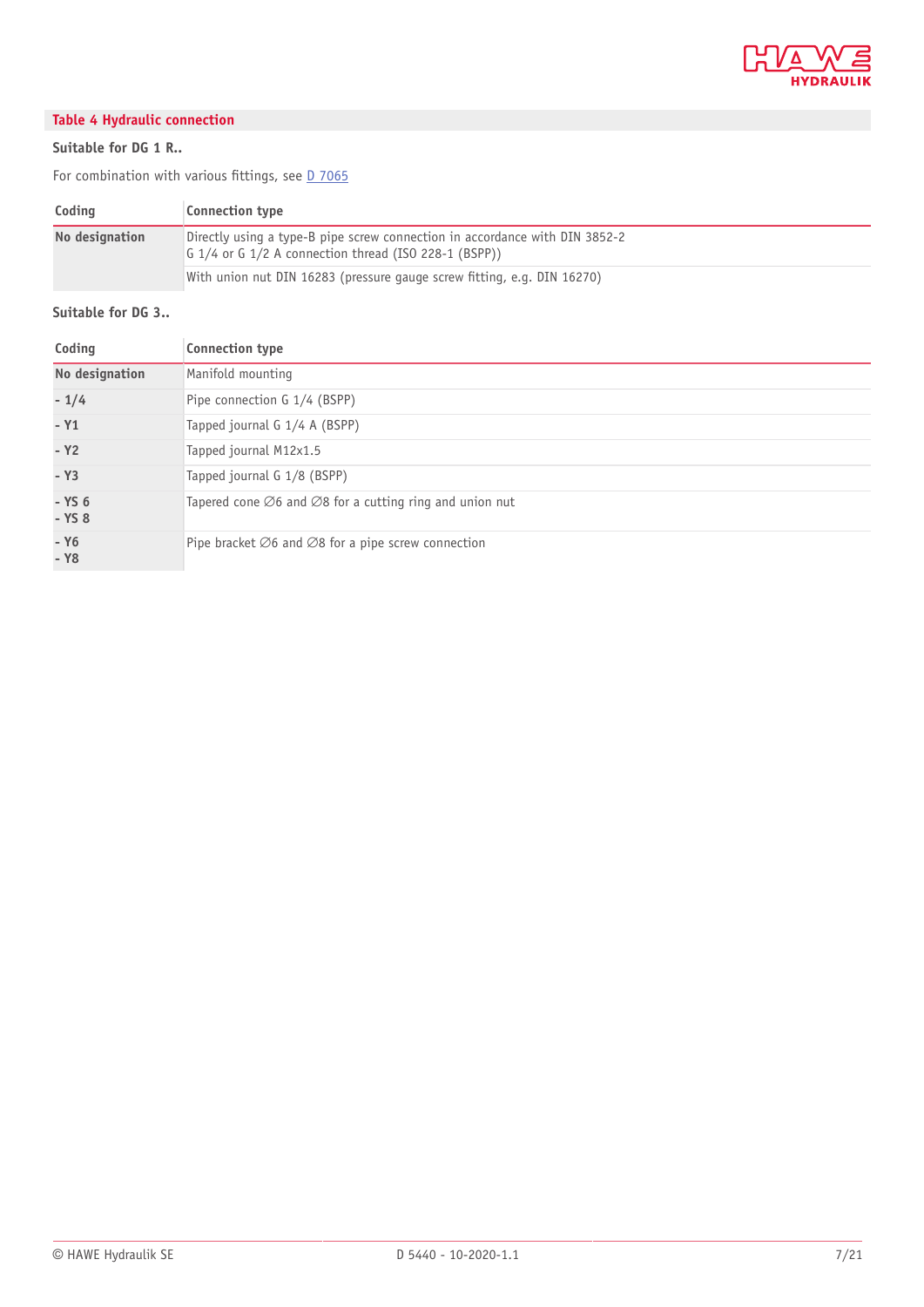## Table 4 Hydraulic connection

**Suitable for DG 1 R..**

For combination with various fittings, see D 7065

| Coding | Connection type |
|---|---|
| **No designation** | Directly using a type-B pipe screw connection in accordance with DIN 3852-2<br>G 1/4 or G 1/2 A connection thread (ISO 228-1 (BSPP)) |
| | With union nut DIN 16283 (pressure gauge screw fitting, e.g. DIN 16270) |

**Suitable for DG 3..**

| Coding | Connection type |
|---|---|
| **No designation** | Manifold mounting |
| **- 1/4** | Pipe connection G 1/4 (BSPP) |
| **- Y1** | Tapped journal G 1/4 A (BSPP) |
| **- Y2** | Tapped journal M12x1.5 |
| **- Y3** | Tapped journal G 1/8 (BSPP) |
| **- YS 6**<br>**- YS 8** | Tapered cone ∅6 and ∅8 for a cutting ring and union nut |
| **- Y6**<br>**- Y8** | Pipe bracket ∅6 and ∅8 for a pipe screw connection |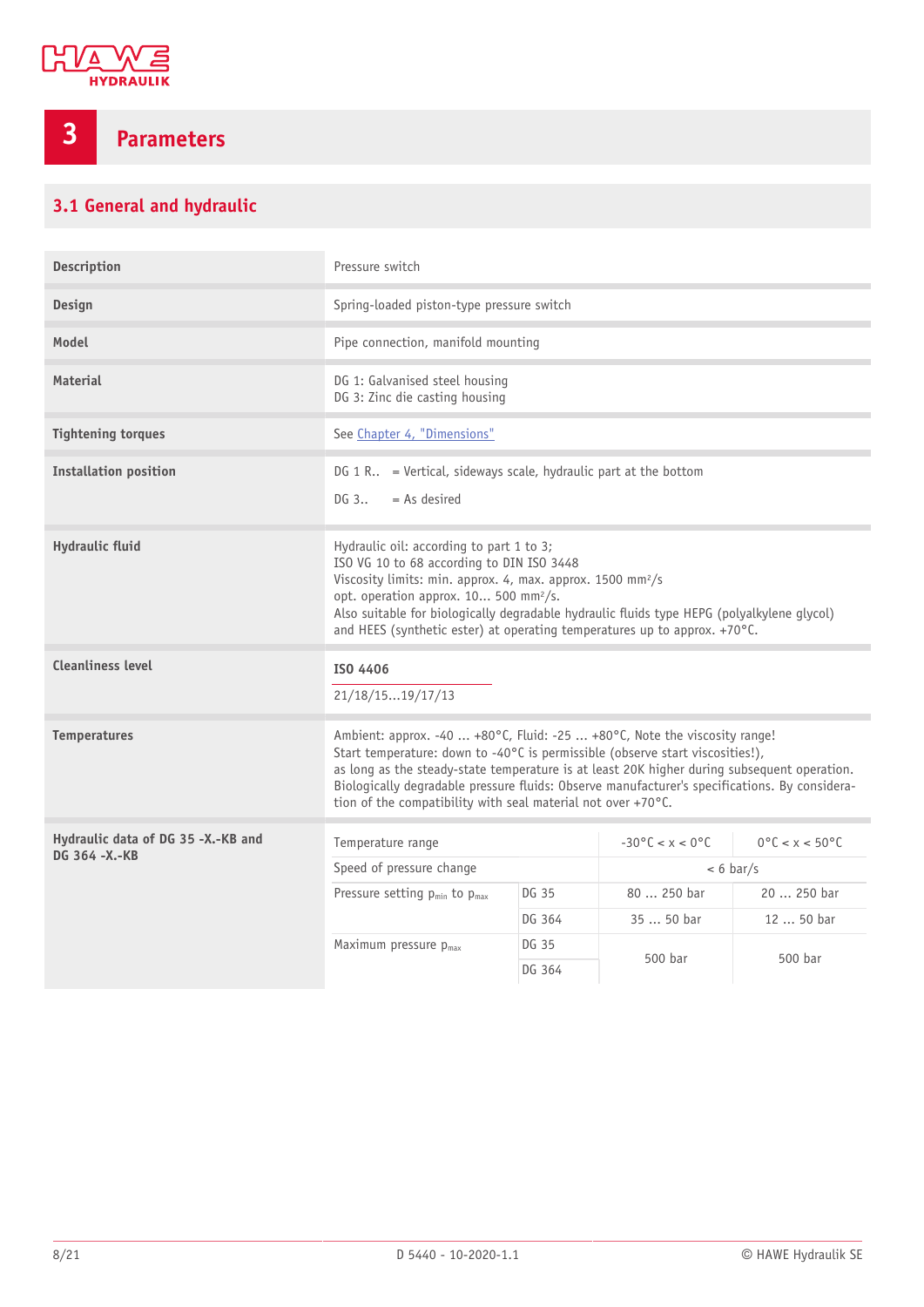# 3 Parameters

## 3.1 General and hydraulic

| | |
|---|---|
| **Description** | Pressure switch |
| **Design** | Spring-loaded piston-type pressure switch |
| **Model** | Pipe connection, manifold mounting |
| **Material** | DG 1: Galvanised steel housing<br>DG 3: Zinc die casting housing |
| **Tightening torques** | See Chapter 4, "Dimensions" |
| **Installation position** | DG 1 R.. = Vertical, sideways scale, hydraulic part at the bottom<br>DG 3.. = As desired |
| **Hydraulic fluid** | Hydraulic oil: according to part 1 to 3;<br>ISO VG 10 to 68 according to DIN ISO 3448<br>Viscosity limits: min. approx. 4, max. approx. 1500 mm²/s<br>opt. operation approx. 10... 500 mm²/s.<br>Also suitable for biologically degradable hydraulic fluids type HEPG (polyalkylene glycol) and HEES (synthetic ester) at operating temperatures up to approx. +70°C. |
| **Cleanliness level** | **ISO 4406**<br>21/18/15...19/17/13 |
| **Temperatures** | Ambient: approx. -40 ... +80°C, Fluid: -25 ... +80°C, Note the viscosity range!<br>Start temperature: down to -40°C is permissible (observe start viscosities!),<br>as long as the steady-state temperature is at least 20K higher during subsequent operation.<br>Biologically degradable pressure fluids: Observe manufacturer's specifications. By consideration of the compatibility with seal material not over +70°C. |

**Hydraulic data of DG 35 -X.-KB and DG 364 -X.-KB**

| Temperature range | | -30°C < x < 0°C | 0°C < x < 50°C |
|---|---|---|---|
| Speed of pressure change | | < 6 bar/s | |
| Pressure setting $p_{min}$ to $p_{max}$ | DG 35 | 80 ... 250 bar | 20 ... 250 bar |
| | DG 364 | 35 ... 50 bar | 12 ... 50 bar |
| Maximum pressure $p_{max}$ | DG 35 | 500 bar | 500 bar |
| | DG 364 | | |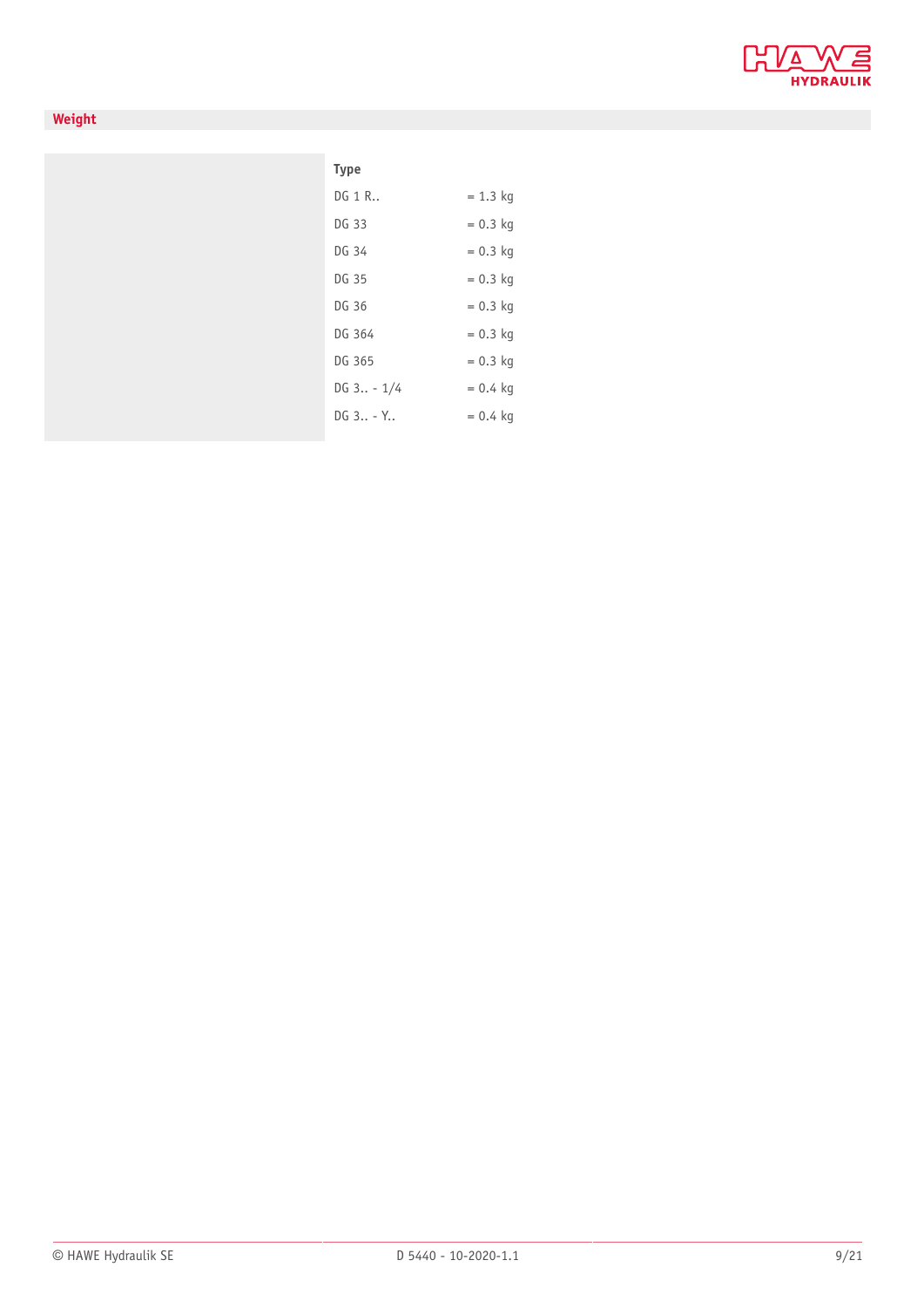## Weight

| Type | |
|---|---|
| DG 1 R.. | = 1.3 kg |
| DG 33 | = 0.3 kg |
| DG 34 | = 0.3 kg |
| DG 35 | = 0.3 kg |
| DG 36 | = 0.3 kg |
| DG 364 | = 0.3 kg |
| DG 365 | = 0.3 kg |
| DG 3.. - 1/4 | = 0.4 kg |
| DG 3.. - Y.. | = 0.4 kg |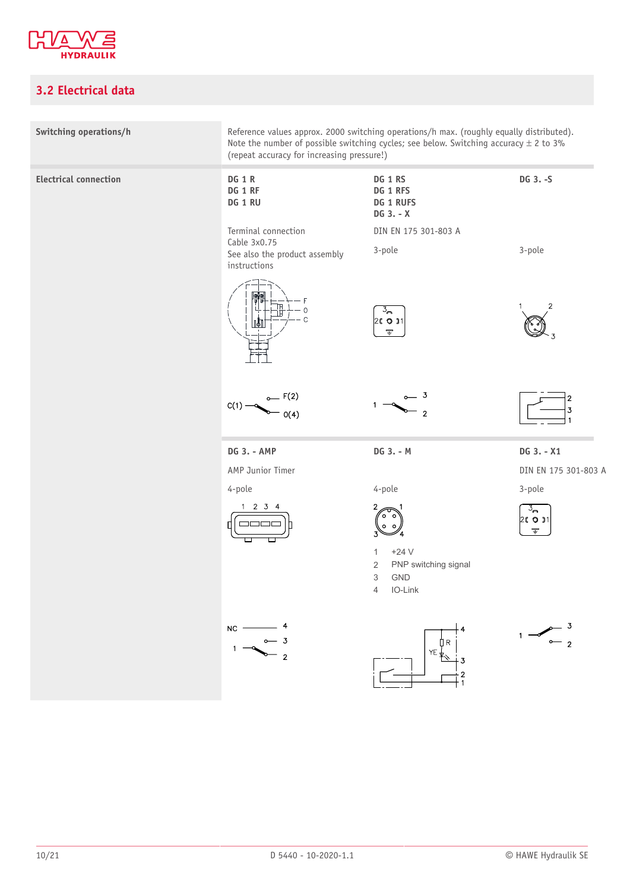## 3.2 Electrical data

| | | | |
|---|---|---|---|
| **Switching operations/h** | Reference values approx. 2000 switching operations/h max. (roughly equally distributed). Note the number of possible switching cycles; see below. Switching accuracy ± 2 to 3% (repeat accuracy for increasing pressure!) | | |
| **Electrical connection** | **DG 1 R**<br>**DG 1 RF**<br>**DG 1 RU** | **DG 1 RS**<br>**DG 1 RFS**<br>**DG 1 RUFS**<br>**DG 3. - X** | **DG 3. -S** |
| | Terminal connection<br>Cable 3x0.75<br>See also the product assembly instructions | DIN EN 175 301-803 A<br><br>3-pole | <br><br>3-pole |
| | F<br>0<br>C<br><br>C(1) F(2) 0(4) | 3<br>2 1<br><br>1 3 2 | 1 2<br>3<br><br>2 3 1 |
| | **DG 3. - AMP** | **DG 3. - M** | **DG 3. - X1** |
| | AMP Junior Timer<br><br>4-pole | <br><br>4-pole | DIN EN 175 301-803 A<br><br>3-pole |
| | 1 2 3 4 | 2 1<br>3 4<br><br>1 +24 V<br>2 PNP switching signal<br>3 GND<br>4 IO-Link | 3<br>2 1 |
| | NC 4<br>1 3<br>2 | R<br>YE<br>4<br>3<br>2<br>1 | 1 3<br>2 |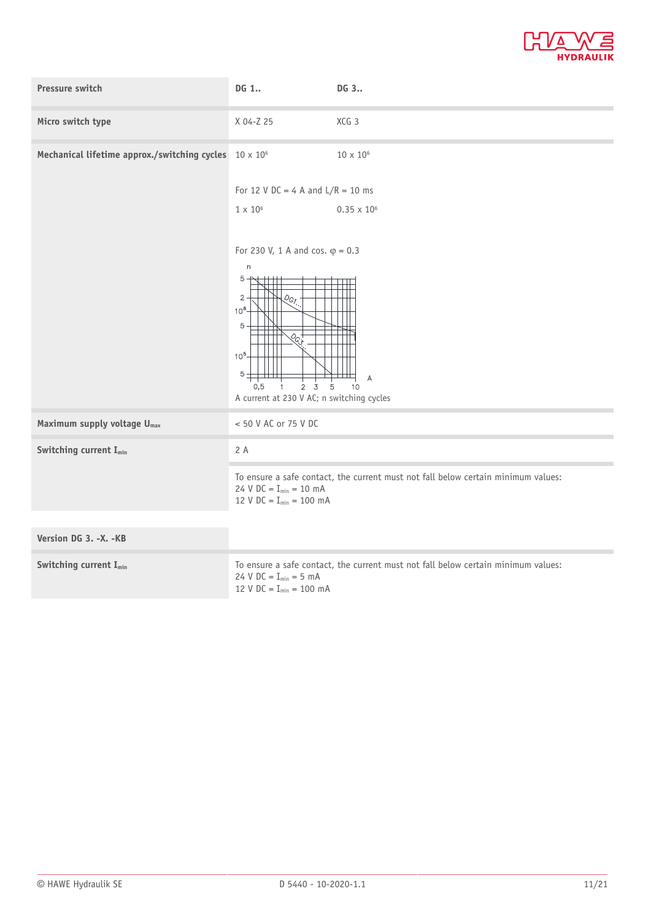| Pressure switch | DG 1.. | DG 3.. |
|---|---|---|
| Micro switch type | X 04-Z 25 | XCG 3 |
| Mechanical lifetime approx./switching cycles | 10 x $10^6$ | 10 x $10^6$ |
| | For 12 V DC = 4 A and L/R = 10 ms | |
| | 1 x $10^6$ | 0.35 x $10^6$ |
| | For 230 V, 1 A and cos. φ = 0.3 | |
| | A current at 230 V AC; n switching cycles | |
| Maximum supply voltage $U_{max}$ | < 50 V AC or 75 V DC | |
| Switching current $I_{min}$ | 2 A | |
| | To ensure a safe contact, the current must not fall below certain minimum values:<br>24 V DC = $I_{min}$ = 10 mA<br>12 V DC = $I_{min}$ = 100 mA | |

| Version DG 3. -X. -KB | |
|---|---|
| Switching current $I_{min}$ | To ensure a safe contact, the current must not fall below certain minimum values:<br>24 V DC = $I_{min}$ = 5 mA<br>12 V DC = $I_{min}$ = 100 mA |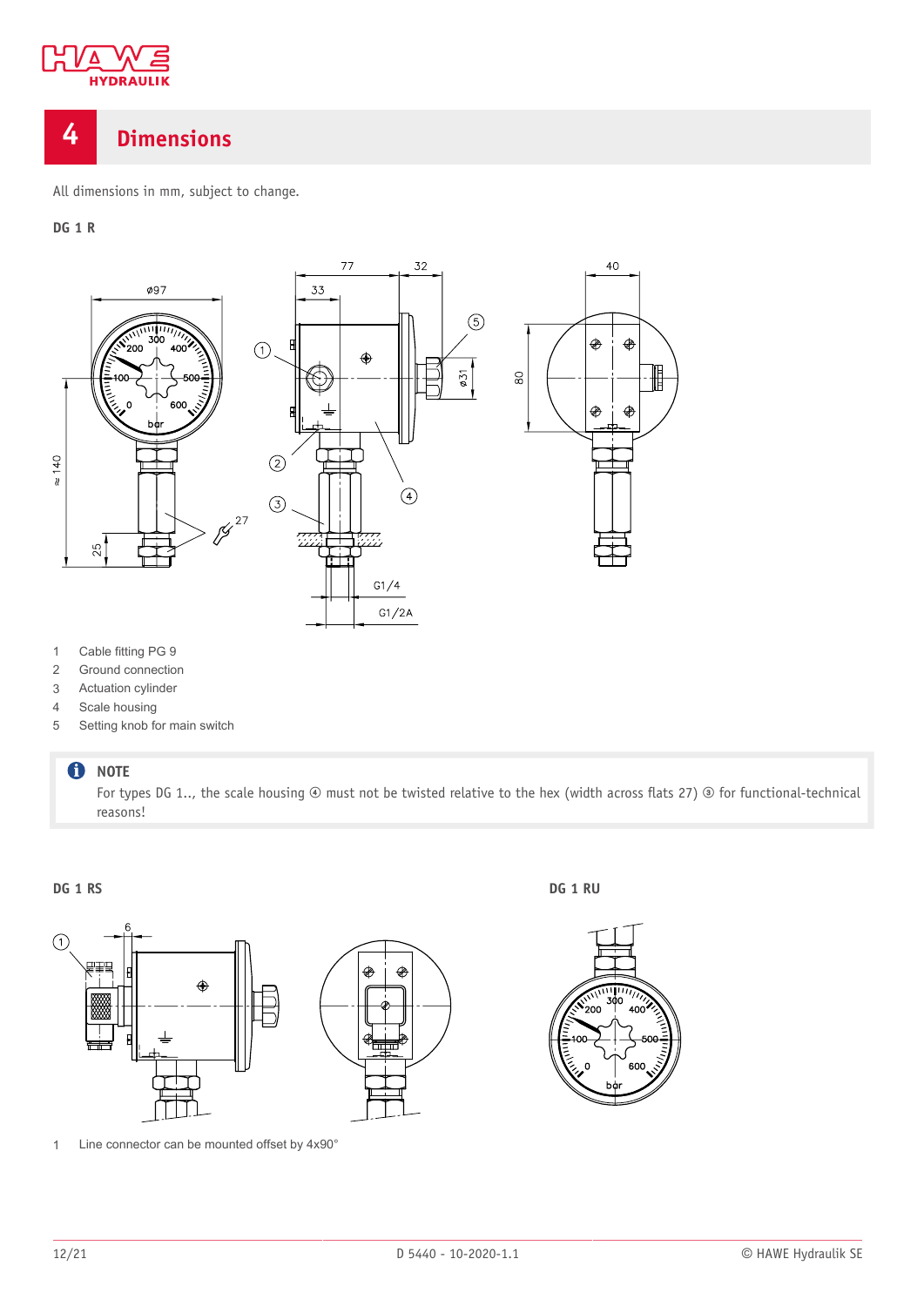# 4 Dimensions

All dimensions in mm, subject to change.

**DG 1 R**

1 Cable fitting PG 9
2 Ground connection
3 Actuation cylinder
4 Scale housing
5 Setting knob for main switch

> **NOTE**
> For types DG 1.., the scale housing ④ must not be twisted relative to the hex (width across flats 27) ③ for functional-technical reasons!

**DG 1 RS**

**DG 1 RU**

1 Line connector can be mounted offset by 4x90°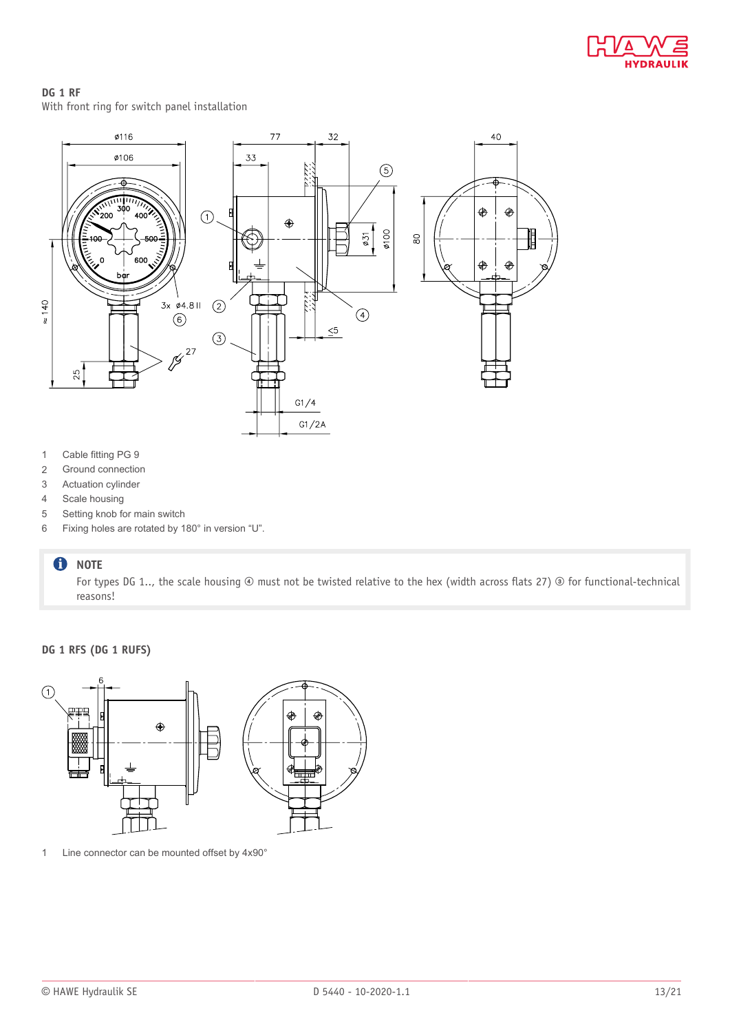**DG 1 RF**
With front ring for switch panel installation

1 Cable fitting PG 9
2 Ground connection
3 Actuation cylinder
4 Scale housing
5 Setting knob for main switch
6 Fixing holes are rotated by 180° in version “U”.

> **NOTE**
> For types DG 1.., the scale housing ④ must not be twisted relative to the hex (width across flats 27) ③ for functional-technical reasons!

**DG 1 RFS (DG 1 RUFS)**

1 Line connector can be mounted offset by 4x90°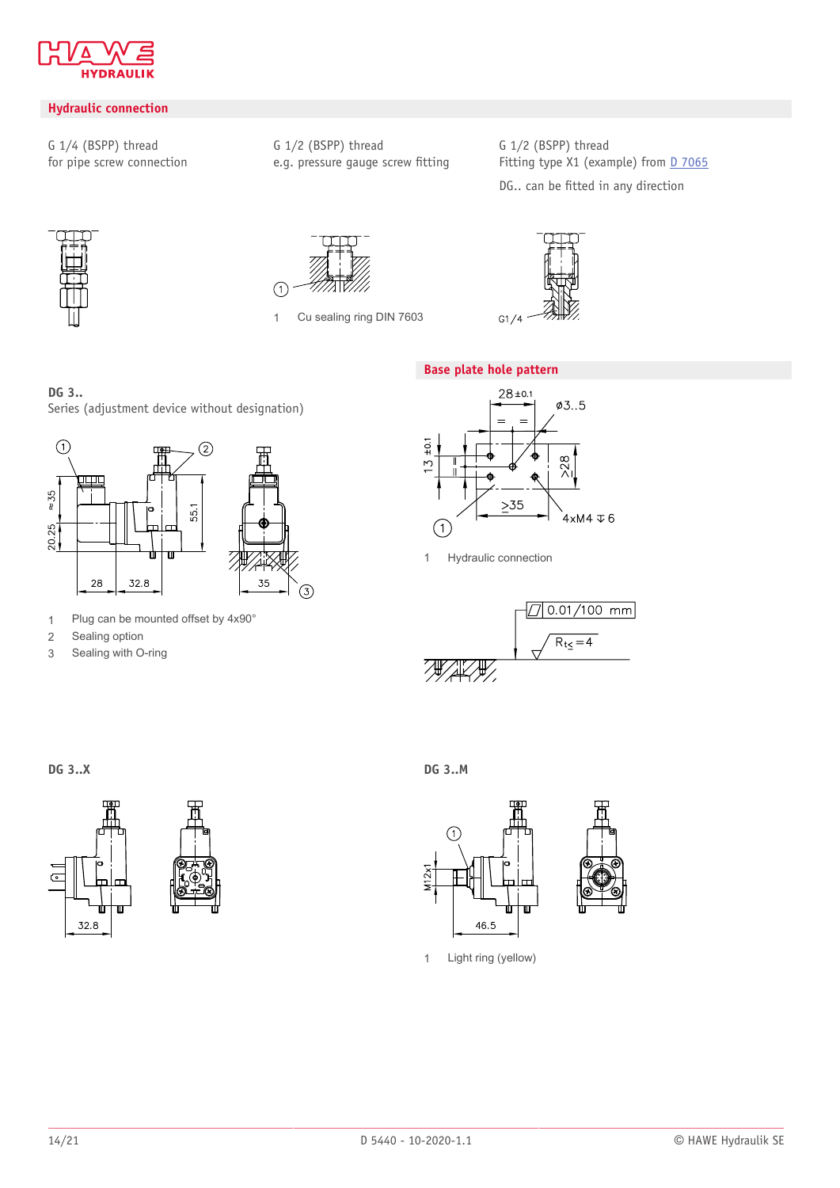## Hydraulic connection

G 1/4 (BSPP) thread
for pipe screw connection

G 1/2 (BSPP) thread
e.g. pressure gauge screw fitting

1 Cu sealing ring DIN 7603

G 1/2 (BSPP) thread
Fitting type X1 (example) from D 7065

DG.. can be fitted in any direction

**DG 3..**
Series (adjustment device without designation)

1 Plug can be mounted offset by 4x90°
2 Sealing option
3 Sealing with O-ring

## Base plate hole pattern

1 Hydraulic connection

**DG 3..X**

**DG 3..M**

1 Light ring (yellow)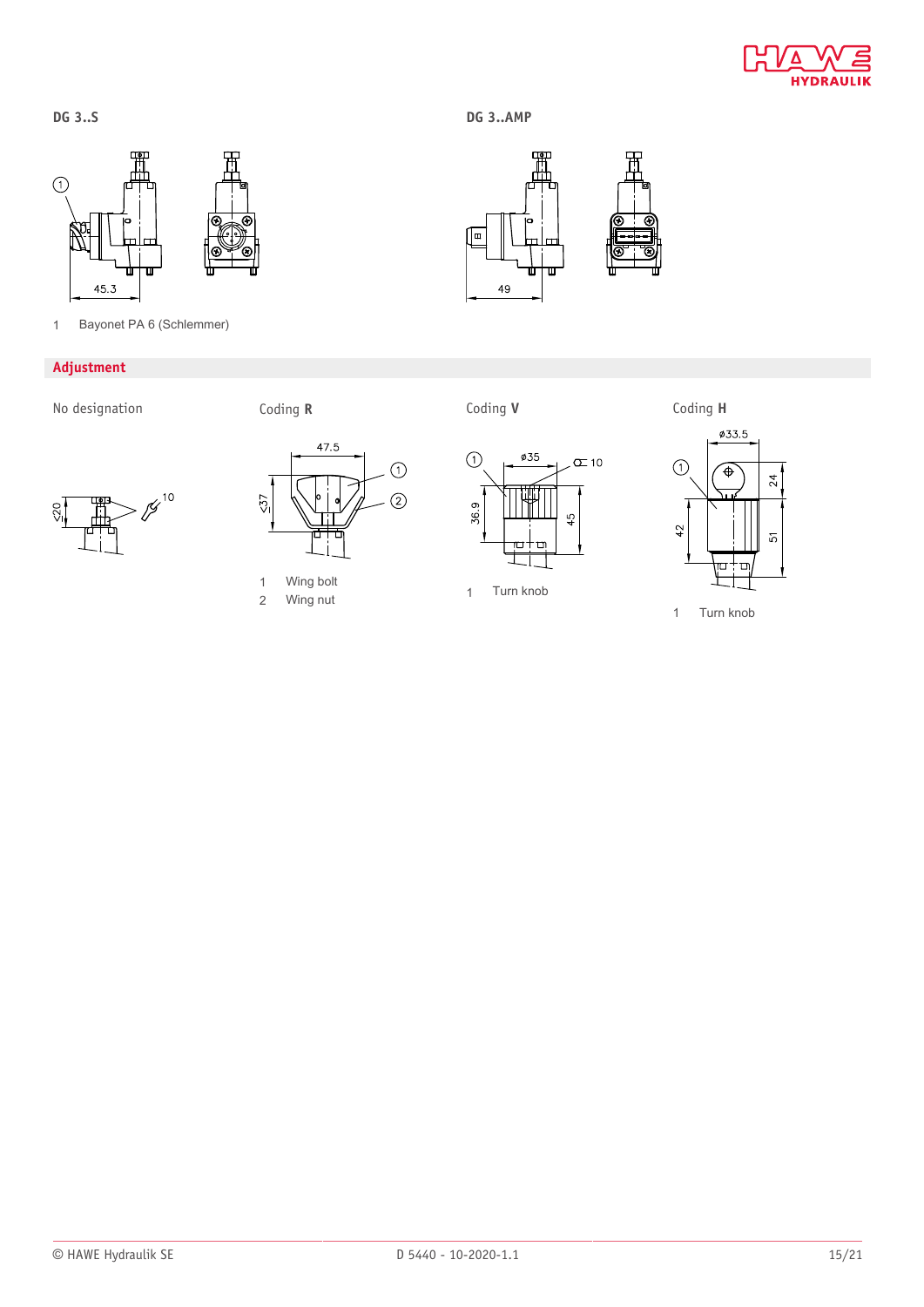**DG 3..S**

**DG 3..AMP**

1 Bayonet PA 6 (Schlemmer)

## Adjustment

No designation

Coding **R**

1 Wing bolt
2 Wing nut

Coding **V**

1 Turn knob

Coding **H**

1 Turn knob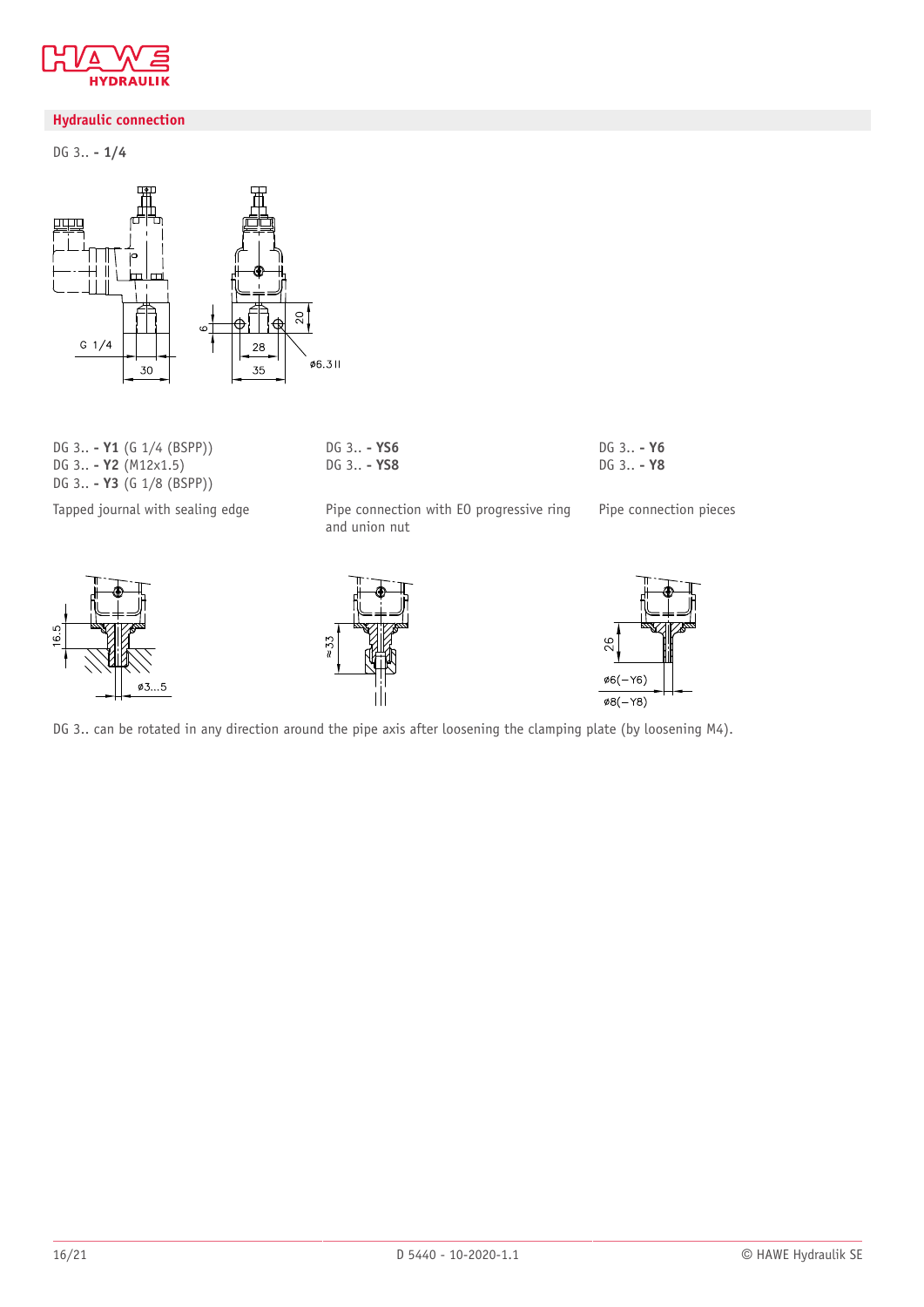## Hydraulic connection

DG 3.. **- 1/4**

G 1/4

30

6

20

28

35

ø6.3 H

DG 3.. **- Y1** (G 1/4 (BSPP))
DG 3.. **- Y2** (M12x1.5)
DG 3.. **- Y3** (G 1/8 (BSPP))

Tapped journal with sealing edge

16.5

ø3...5

DG 3.. **- YS6**
DG 3.. **- YS8**

Pipe connection with EO progressive ring and union nut

≈ 33

DG 3.. **- Y6**
DG 3.. **- Y8**

Pipe connection pieces

26

ø6(−Y6)

ø8(−Y8)

DG 3.. can be rotated in any direction around the pipe axis after loosening the clamping plate (by loosening M4).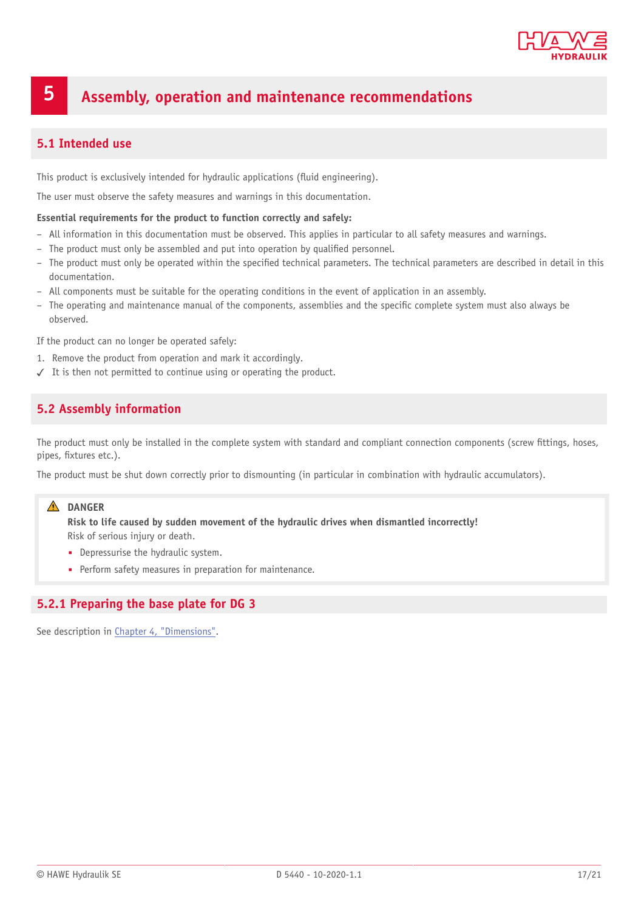# 5 Assembly, operation and maintenance recommendations

## 5.1 Intended use

This product is exclusively intended for hydraulic applications (fluid engineering).

The user must observe the safety measures and warnings in this documentation.

**Essential requirements for the product to function correctly and safely:**

- All information in this documentation must be observed. This applies in particular to all safety measures and warnings.
- The product must only be assembled and put into operation by qualified personnel.
- The product must only be operated within the specified technical parameters. The technical parameters are described in detail in this documentation.
- All components must be suitable for the operating conditions in the event of application in an assembly.
- The operating and maintenance manual of the components, assemblies and the specific complete system must also always be observed.

If the product can no longer be operated safely:

1. Remove the product from operation and mark it accordingly.

✓ It is then not permitted to continue using or operating the product.

## 5.2 Assembly information

The product must only be installed in the complete system with standard and compliant connection components (screw fittings, hoses, pipes, fixtures etc.).

The product must be shut down correctly prior to dismounting (in particular in combination with hydraulic accumulators).

> ⚠ **DANGER**
>
> **Risk to life caused by sudden movement of the hydraulic drives when dismantled incorrectly!**
>
> Risk of serious injury or death.
>
> - Depressurise the hydraulic system.
> - Perform safety measures in preparation for maintenance.

### 5.2.1 Preparing the base plate for DG 3

See description in Chapter 4, "Dimensions".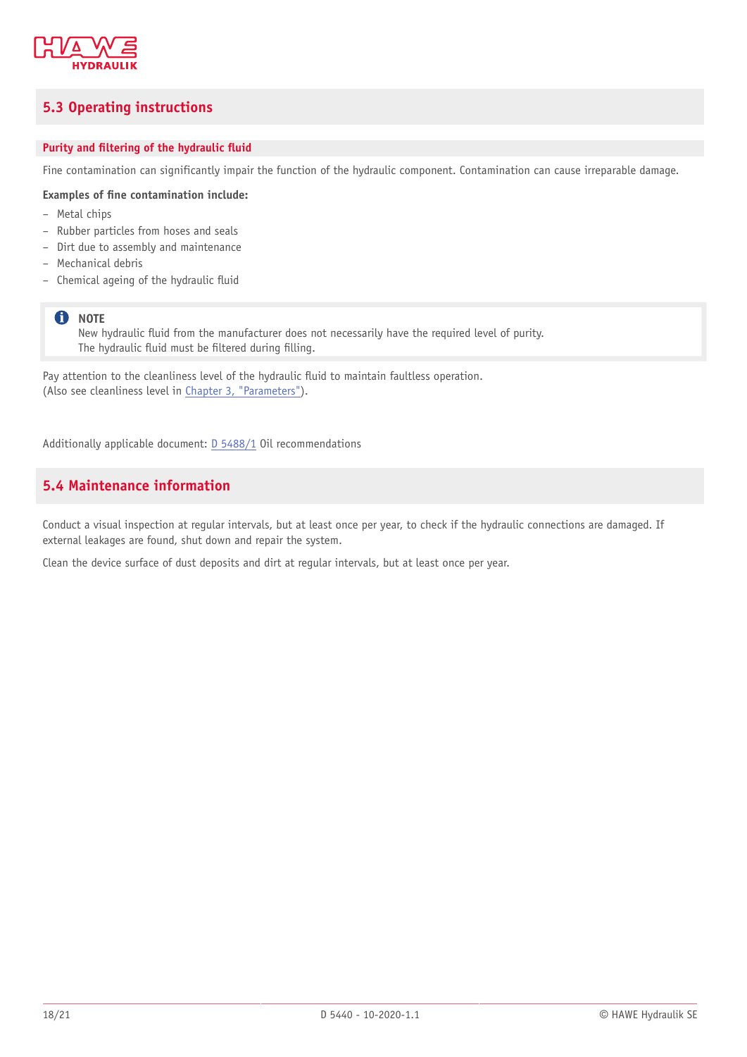## 5.3 Operating instructions

### Purity and filtering of the hydraulic fluid

Fine contamination can significantly impair the function of the hydraulic component. Contamination can cause irreparable damage.

**Examples of fine contamination include:**

- Metal chips
- Rubber particles from hoses and seals
- Dirt due to assembly and maintenance
- Mechanical debris
- Chemical ageing of the hydraulic fluid

> **NOTE**
> New hydraulic fluid from the manufacturer does not necessarily have the required level of purity.
> The hydraulic fluid must be filtered during filling.

Pay attention to the cleanliness level of the hydraulic fluid to maintain faultless operation.
(Also see cleanliness level in Chapter 3, "Parameters").

Additionally applicable document: D 5488/1 Oil recommendations

## 5.4 Maintenance information

Conduct a visual inspection at regular intervals, but at least once per year, to check if the hydraulic connections are damaged. If external leakages are found, shut down and repair the system.

Clean the device surface of dust deposits and dirt at regular intervals, but at least once per year.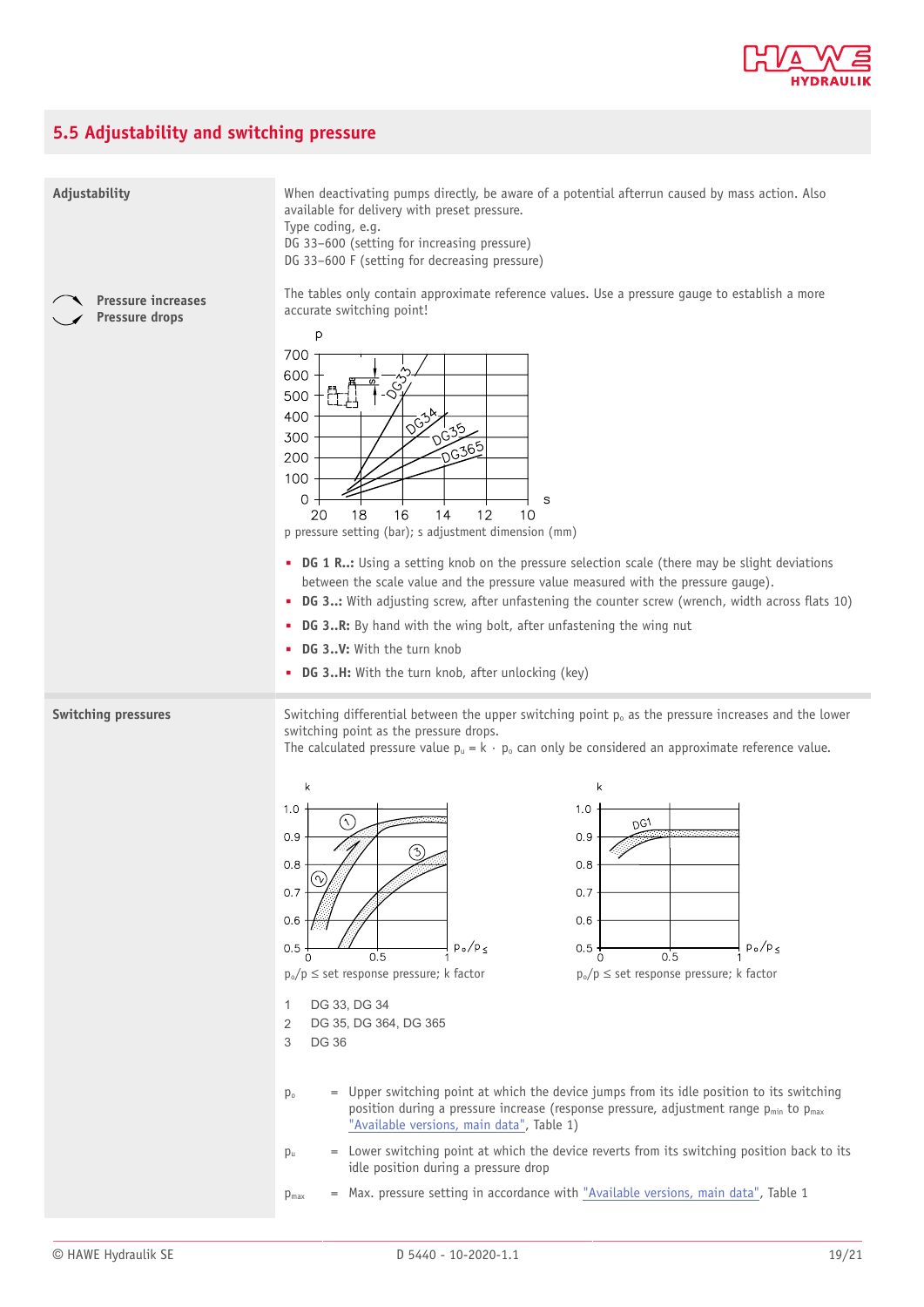## 5.5 Adjustability and switching pressure

**Adjustability**

When deactivating pumps directly, be aware of a potential afterrun caused by mass action. Also available for delivery with preset pressure.
Type coding, e.g.
DG 33–600 (setting for increasing pressure)
DG 33–600 F (setting for decreasing pressure)

**Pressure increases**
**Pressure drops**

The tables only contain approximate reference values. Use a pressure gauge to establish a more accurate switching point!

p pressure setting (bar); s adjustment dimension (mm)

- **DG 1 R..:** Using a setting knob on the pressure selection scale (there may be slight deviations between the scale value and the pressure value measured with the pressure gauge).
- **DG 3..:** With adjusting screw, after unfastening the counter screw (wrench, width across flats 10)
- **DG 3..R:** By hand with the wing bolt, after unfastening the wing nut
- **DG 3..V:** With the turn knob
- **DG 3..H:** With the turn knob, after unlocking (key)

**Switching pressures**

Switching differential between the upper switching point $p_o$ as the pressure increases and the lower switching point as the pressure drops.
The calculated pressure value $p_u = k \cdot p_o$ can only be considered an approximate reference value.

$p_o/p \leq$ set response pressure; k factor

$p_o/p \leq$ set response pressure; k factor

1 DG 33, DG 34
2 DG 35, DG 364, DG 365
3 DG 36

$p_o$ = Upper switching point at which the device jumps from its idle position to its switching position during a pressure increase (response pressure, adjustment range $p_{min}$ to $p_{max}$ "Available versions, main data", Table 1)

$p_u$ = Lower switching point at which the device reverts from its switching position back to its idle position during a pressure drop

$p_{max}$ = Max. pressure setting in accordance with "Available versions, main data", Table 1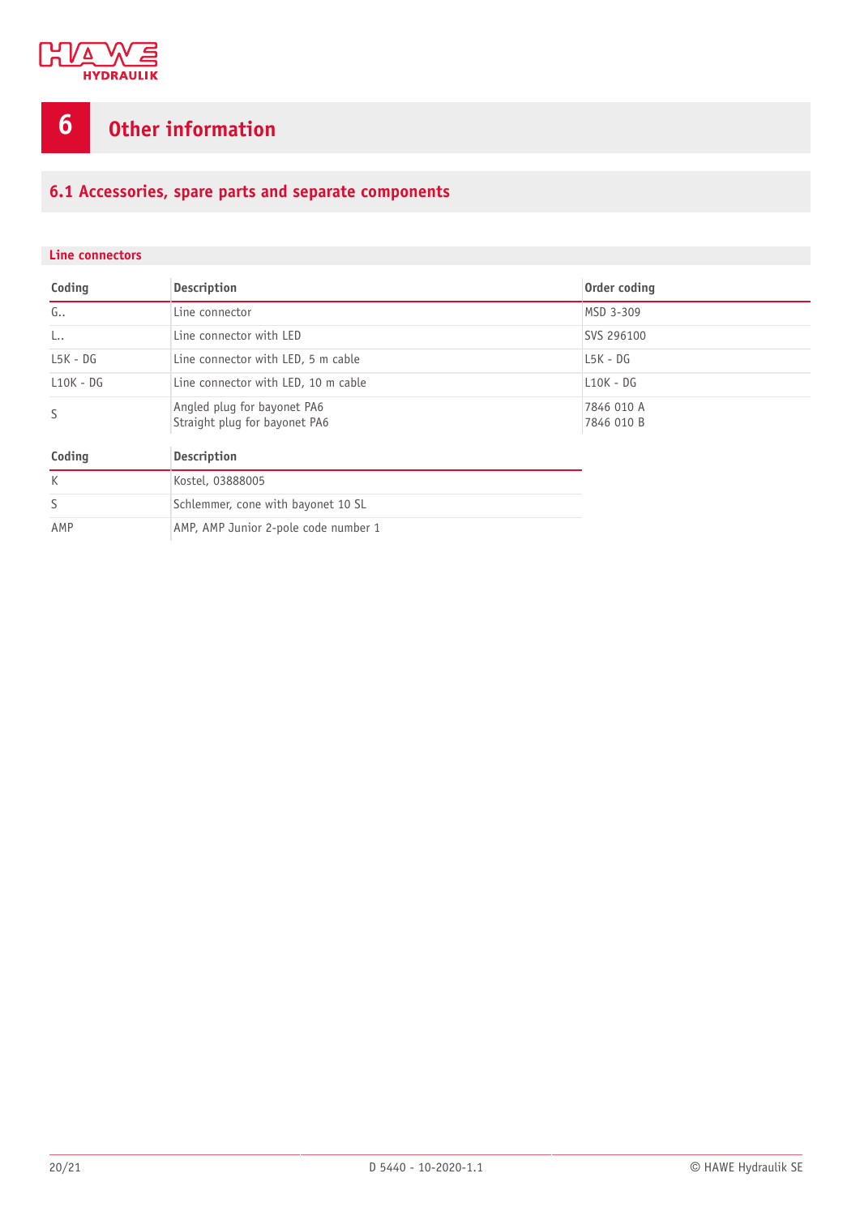# 6 Other information

## 6.1 Accessories, spare parts and separate components

### Line connectors

| Coding | Description | Order coding |
|---|---|---|
| G.. | Line connector | MSD 3-309 |
| L.. | Line connector with LED | SVS 296100 |
| L5K - DG | Line connector with LED, 5 m cable | L5K - DG |
| L10K - DG | Line connector with LED, 10 m cable | L10K - DG |
| S | Angled plug for bayonet PA6<br>Straight plug for bayonet PA6 | 7846 010 A<br>7846 010 B |

| Coding | Description |
|---|---|
| K | Kostel, 03888005 |
| S | Schlemmer, cone with bayonet 10 SL |
| AMP | AMP, AMP Junior 2-pole code number 1 |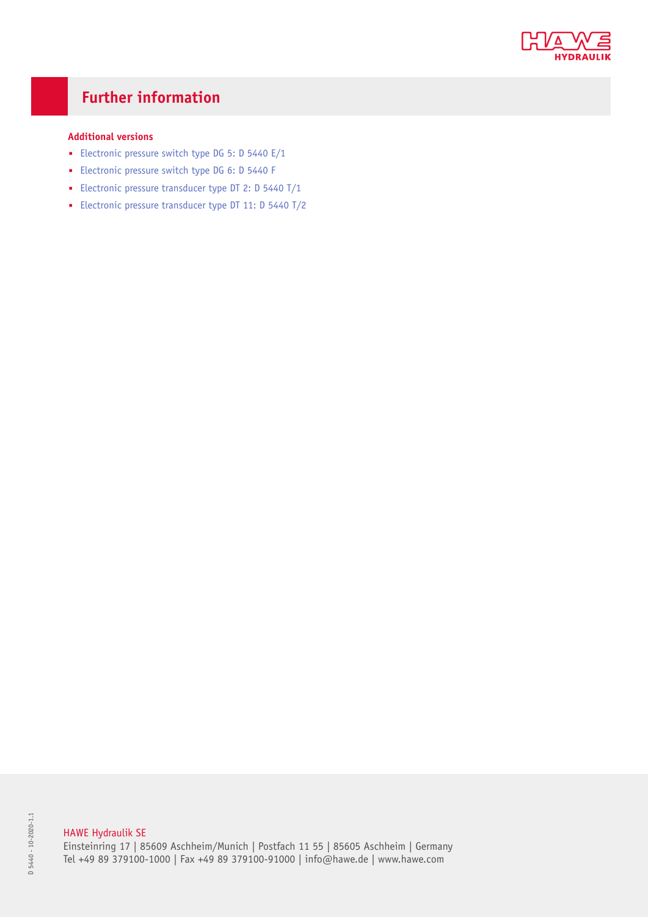# Further information

### Additional versions

- Electronic pressure switch type DG 5: D 5440 E/1
- Electronic pressure switch type DG 6: D 5440 F
- Electronic pressure transducer type DT 2: D 5440 T/1
- Electronic pressure transducer type DT 11: D 5440 T/2

HAWE Hydraulik SE
Einsteinring 17 | 85609 Aschheim/Munich | Postfach 11 55 | 85605 Aschheim | Germany
Tel +49 89 379100-1000 | Fax +49 89 379100-91000 | info@hawe.de | www.hawe.com